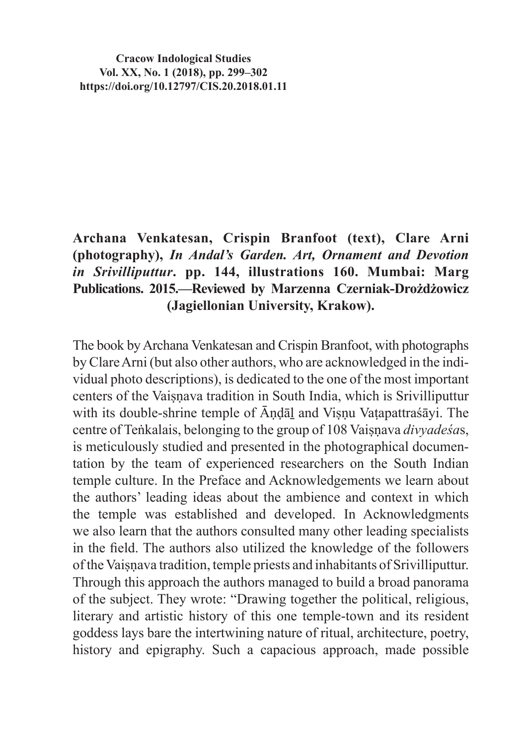**Archana Venkatesan, Crispin Branfoot (text), Clare Arni (photography), *In Andal's Garden. Art, Ornament and Devotion in Srivilliputtur*. pp. 144, illustrations 160. Mumbai: Marg Publications. 2015.—Reviewed by Marzenna Czerniak-Drożdżowicz (Jagiellonian University, Krakow).**

The book by Archana Venkatesan and Crispin Branfoot, with photographs by Clare Arni (but also other authors, who are acknowledged in the individual photo descriptions), is dedicated to the one of the most important centers of the Vaiṣṇava tradition in South India, which is Srivilliputtur with its double-shrine temple of Āṇḍāḻ and Viṣṇu Vaṭapattraśāyi. The centre of Teṅkalais, belonging to the group of 108 Vaiṣṇava *divyadeśa*s, is meticulously studied and presented in the photographical documentation by the team of experienced researchers on the South Indian temple culture. In the Preface and Acknowledgements we learn about the authors' leading ideas about the ambience and context in which the temple was established and developed. In Acknowledgments we also learn that the authors consulted many other leading specialists in the field. The authors also utilized the knowledge of the followers of the Vaiṣṇava tradition, temple priests and inhabitants of Srivilliputtur. Through this approach the authors managed to build a broad panorama of the subject. They wrote: "Drawing together the political, religious, literary and artistic history of this one temple-town and its resident goddess lays bare the intertwining nature of ritual, architecture, poetry, history and epigraphy. Such a capacious approach, made possible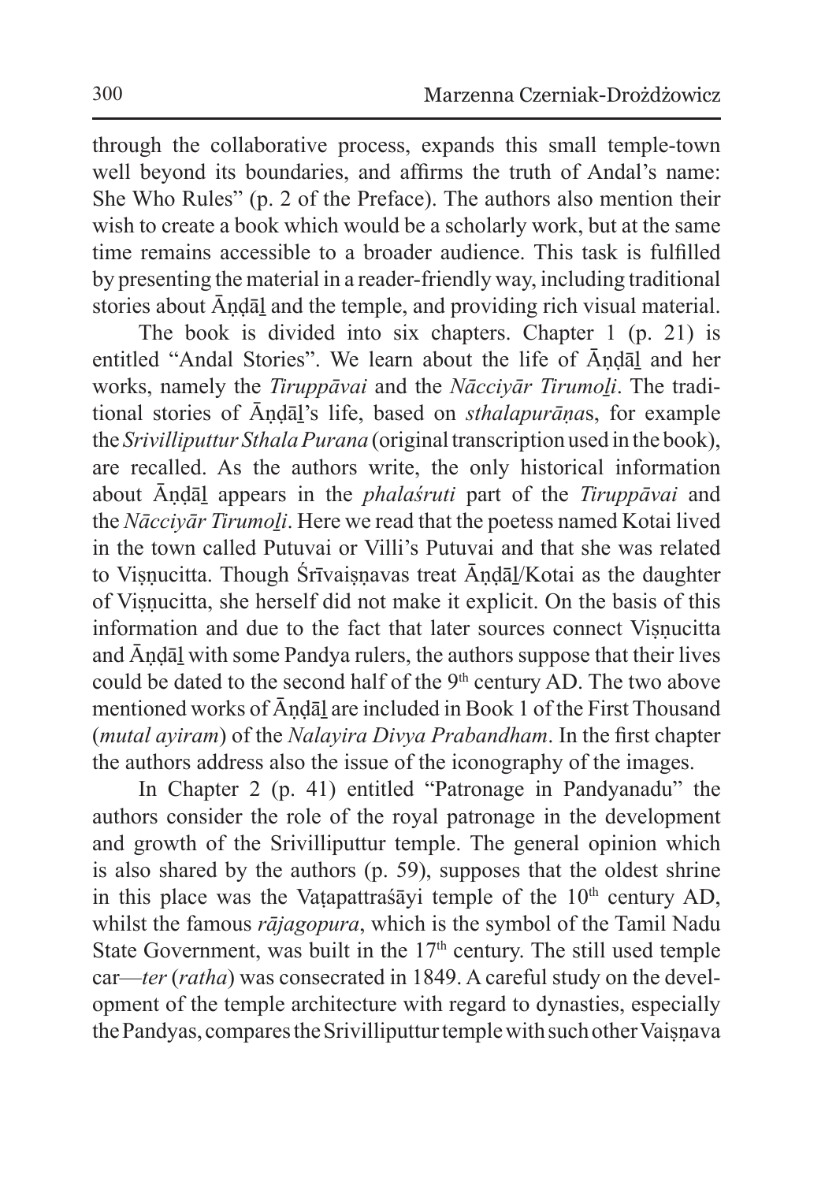through the collaborative process, expands this small temple-town well beyond its boundaries, and affirms the truth of Andal's name: She Who Rules" (p. 2 of the Preface). The authors also mention their wish to create a book which would be a scholarly work, but at the same time remains accessible to a broader audience. This task is fulfilled by presenting the material in a reader-friendly way, including traditional stories about Āṇḍāḻ and the temple, and providing rich visual material.

The book is divided into six chapters. Chapter 1 (p. 21) is entitled "Andal Stories". We learn about the life of Āṇḍāḻ and her works, namely the *Tiruppāvai* and the *Nācciyār Tirumoḻi*. The traditional stories of Āṇḍāḻ's life, based on *sthalapurāṇa*s, for example the *Srivilliputtur Sthala Purana* (original transcription used in the book), are recalled. As the authors write, the only historical information about Āṇḍāḻ appears in the *phalaśruti* part of the *Tiruppāvai* and the *Nācciyār Tirumoḻi*. Here we read that the poetess named Kotai lived in the town called Putuvai or Villi's Putuvai and that she was related to Viṣṇucitta. Though Śrīvaiṣṇavas treat Āṇḍāḻ/Kotai as the daughter of Viṣṇucitta, she herself did not make it explicit. On the basis of this information and due to the fact that later sources connect Viṣṇucitta and Āṇḍāḻ with some Pandya rulers, the authors suppose that their lives could be dated to the second half of the 9th century AD. The two above mentioned works of Āṇḍāḻ are included in Book 1 of the First Thousand (*mutal ayiram*) of the *Nalayira Divya Prabandham*. In the first chapter the authors address also the issue of the iconography of the images.

In Chapter 2 (p. 41) entitled "Patronage in Pandyanadu" the authors consider the role of the royal patronage in the development and growth of the Srivilliputtur temple. The general opinion which is also shared by the authors (p. 59), supposes that the oldest shrine in this place was the Vaṭapattraśāyi temple of the 10th century AD, whilst the famous *rājagopura*, which is the symbol of the Tamil Nadu State Government, was built in the 17th century. The still used temple car—*ter* (*ratha*) was consecrated in 1849. A careful study on the development of the temple architecture with regard to dynasties, especially the Pandyas, compares the Srivilliputtur temple with such other Vaiṣṇava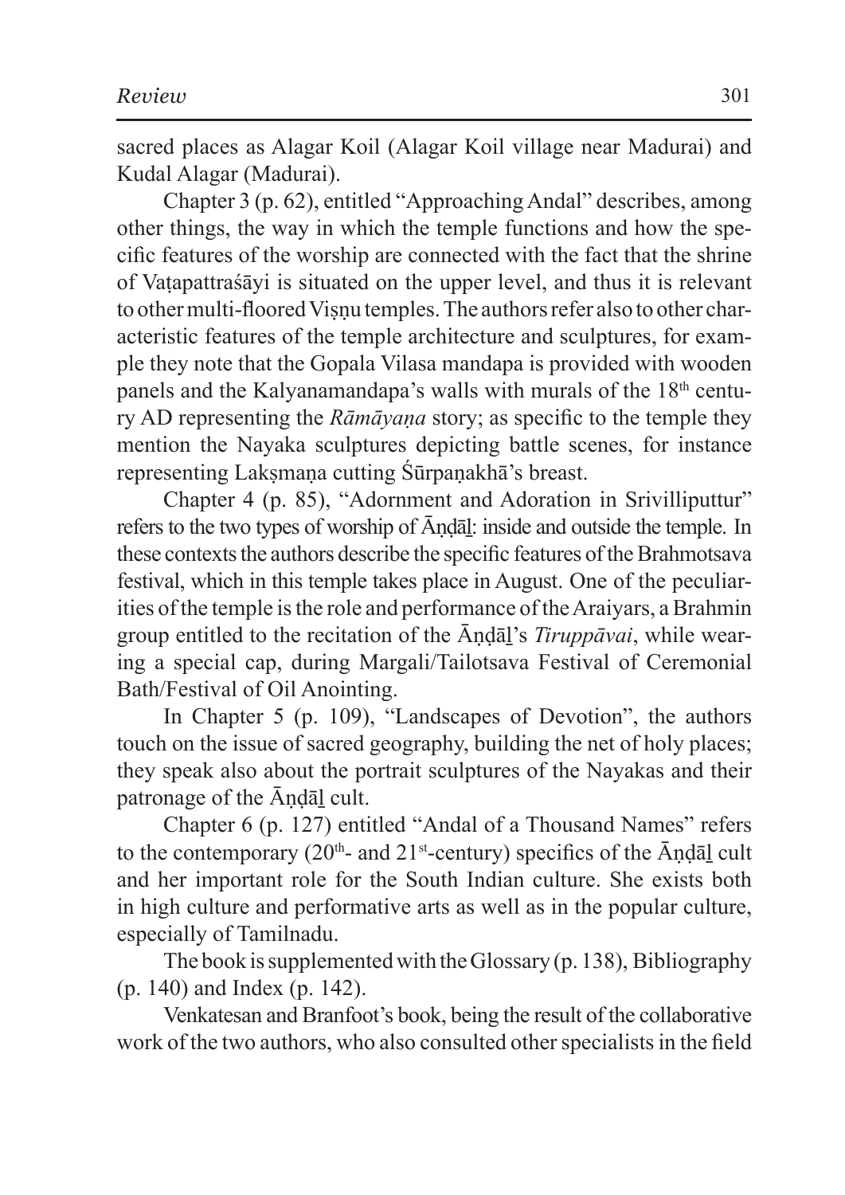sacred places as Alagar Koil (Alagar Koil village near Madurai) and Kudal Alagar (Madurai).

Chapter 3 (p. 62), entitled "Approaching Andal" describes, among other things, the way in which the temple functions and how the specific features of the worship are connected with the fact that the shrine of Vaṭapattraśāyi is situated on the upper level, and thus it is relevant to other multi-floored Viṣṇu temples. The authors refer also to other characteristic features of the temple architecture and sculptures, for example they note that the Gopala Vilasa mandapa is provided with wooden panels and the Kalyanamandapa's walls with murals of the 18th century AD representing the *Rāmāyaṇa* story; as specific to the temple they mention the Nayaka sculptures depicting battle scenes, for instance representing Lakṣmaṇa cutting Śūrpaṇakhā's breast.

Chapter 4 (p. 85), "Adornment and Adoration in Srivilliputtur" refers to the two types of worship of Āṇḍāḻ: inside and outside the temple. In these contexts the authors describe the specific features of the Brahmotsava festival, which in this temple takes place in August. One of the peculiarities of the temple is the role and performance of the Araiyars, a Brahmin group entitled to the recitation of the Āṇḍāḻ's *Tiruppāvai*, while wearing a special cap, during Margali/Tailotsava Festival of Ceremonial Bath/Festival of Oil Anointing.

In Chapter 5 (p. 109), "Landscapes of Devotion", the authors touch on the issue of sacred geography, building the net of holy places; they speak also about the portrait sculptures of the Nayakas and their patronage of the Āṇḍāḻ cult.

Chapter 6 (p. 127) entitled "Andal of a Thousand Names" refers to the contemporary (20th- and 21st-century) specifics of the Āṇḍāḻ cult and her important role for the South Indian culture. She exists both in high culture and performative arts as well as in the popular culture, especially of Tamilnadu.

The book is supplemented with the Glossary (p. 138), Bibliography (p. 140) and Index (p. 142).

Venkatesan and Branfoot's book, being the result of the collaborative work of the two authors, who also consulted other specialists in the field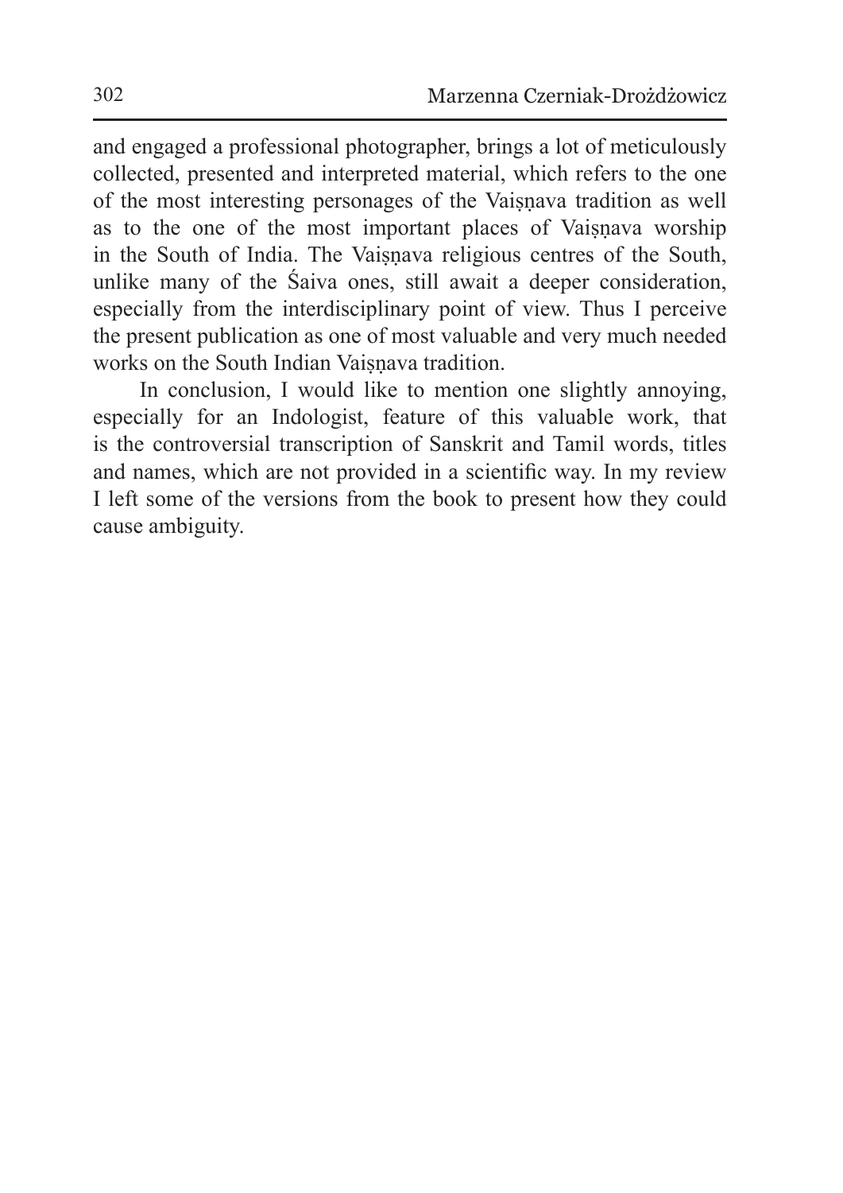and engaged a professional photographer, brings a lot of meticulously collected, presented and interpreted material, which refers to the one of the most interesting personages of the Vaiṣṇava tradition as well as to the one of the most important places of Vaiṣṇava worship in the South of India. The Vaiṣṇava religious centres of the South, unlike many of the Śaiva ones, still await a deeper consideration, especially from the interdisciplinary point of view. Thus I perceive the present publication as one of most valuable and very much needed works on the South Indian Vaiṣṇava tradition.

In conclusion, I would like to mention one slightly annoying, especially for an Indologist, feature of this valuable work, that is the controversial transcription of Sanskrit and Tamil words, titles and names, which are not provided in a scientific way. In my review I left some of the versions from the book to present how they could cause ambiguity.